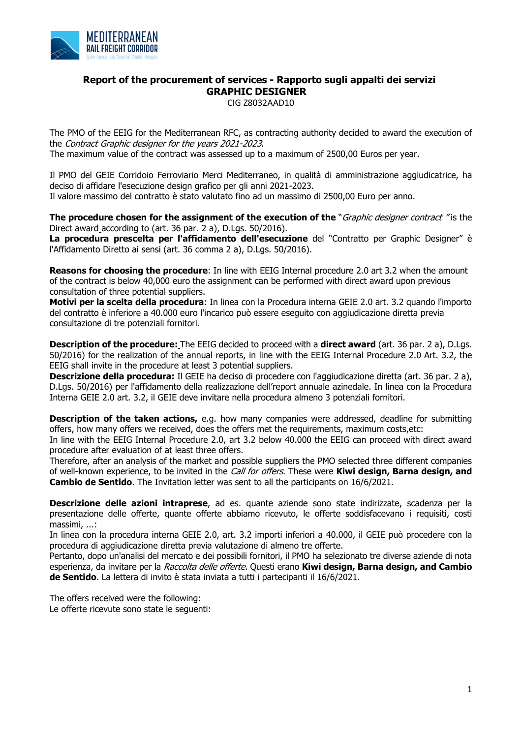# Report of the procurement of services - Rapporto sugli appalti dei servizi
## GRAPHIC DESIGNER
CIG Z8032AAD10

The PMO of the EEIG for the Mediterranean RFC, as contracting authority decided to award the execution of the *Contract Graphic designer for the years 2021-2023*.
The maximum value of the contract was assessed up to a maximum of 2500,00 Euros per year.

Il PMO del GEIE Corridoio Ferroviario Merci Mediterraneo, in qualità di amministrazione aggiudicatrice, ha deciso di affidare l'esecuzione design grafico per gli anni 2021-2023.
Il valore massimo del contratto è stato valutato fino ad un massimo di 2500,00 Euro per anno.

**The procedure chosen for the assignment of the execution of the** "*Graphic designer contract* "is the Direct award according to (art. 36 par. 2 a), D.Lgs. 50/2016).
**La procedura prescelta per l'affidamento dell'esecuzione** del "Contratto per Graphic Designer" è l'Affidamento Diretto ai sensi (art. 36 comma 2 a), D.Lgs. 50/2016).

**Reasons for choosing the procedure**: In line with EEIG Internal procedure 2.0 art 3.2 when the amount of the contract is below 40,000 euro the assignment can be performed with direct award upon previous consultation of three potential suppliers.
**Motivi per la scelta della procedura**: In linea con la Procedura interna GEIE 2.0 art. 3.2 quando l'importo del contratto è inferiore a 40.000 euro l'incarico può essere eseguito con aggiudicazione diretta previa consultazione di tre potenziali fornitori.

**Description of the procedure:** The EEIG decided to proceed with a **direct award** (art. 36 par. 2 a), D.Lgs. 50/2016) for the realization of the annual reports, in line with the EEIG Internal Procedure 2.0 Art. 3.2, the EEIG shall invite in the procedure at least 3 potential suppliers.
**Descrizione della procedura:** Il GEIE ha deciso di procedere con l'aggiudicazione diretta (art. 36 par. 2 a), D.Lgs. 50/2016) per l'affidamento della realizzazione dell'report annuale azinedale. In linea con la Procedura Interna GEIE 2.0 art. 3.2, il GEIE deve invitare nella procedura almeno 3 potenziali fornitori.

**Description of the taken actions,** e.g. how many companies were addressed, deadline for submitting offers, how many offers we received, does the offers met the requirements, maximum costs,etc:
In line with the EEIG Internal Procedure 2.0, art 3.2 below 40.000 the EEIG can proceed with direct award procedure after evaluation of at least three offers.
Therefore, after an analysis of the market and possible suppliers the PMO selected three different companies of well-known experience, to be invited in the *Call for offers*. These were **Kiwi design, Barna design, and Cambio de Sentido**. The Invitation letter was sent to all the participants on 16/6/2021.

**Descrizione delle azioni intraprese**, ad es. quante aziende sono state indirizzate, scadenza per la presentazione delle offerte, quante offerte abbiamo ricevuto, le offerte soddisfacevano i requisiti, costi massimi, ...:
In linea con la procedura interna GEIE 2.0, art. 3.2 importi inferiori a 40.000, il GEIE può procedere con la procedura di aggiudicazione diretta previa valutazione di almeno tre offerte.
Pertanto, dopo un'analisi del mercato e dei possibili fornitori, il PMO ha selezionato tre diverse aziende di nota esperienza, da invitare per la *Raccolta delle offerte.* Questi erano **Kiwi design, Barna design, and Cambio de Sentido**. La lettera di invito è stata inviata a tutti i partecipanti il 16/6/2021.

The offers received were the following:
Le offerte ricevute sono state le seguenti: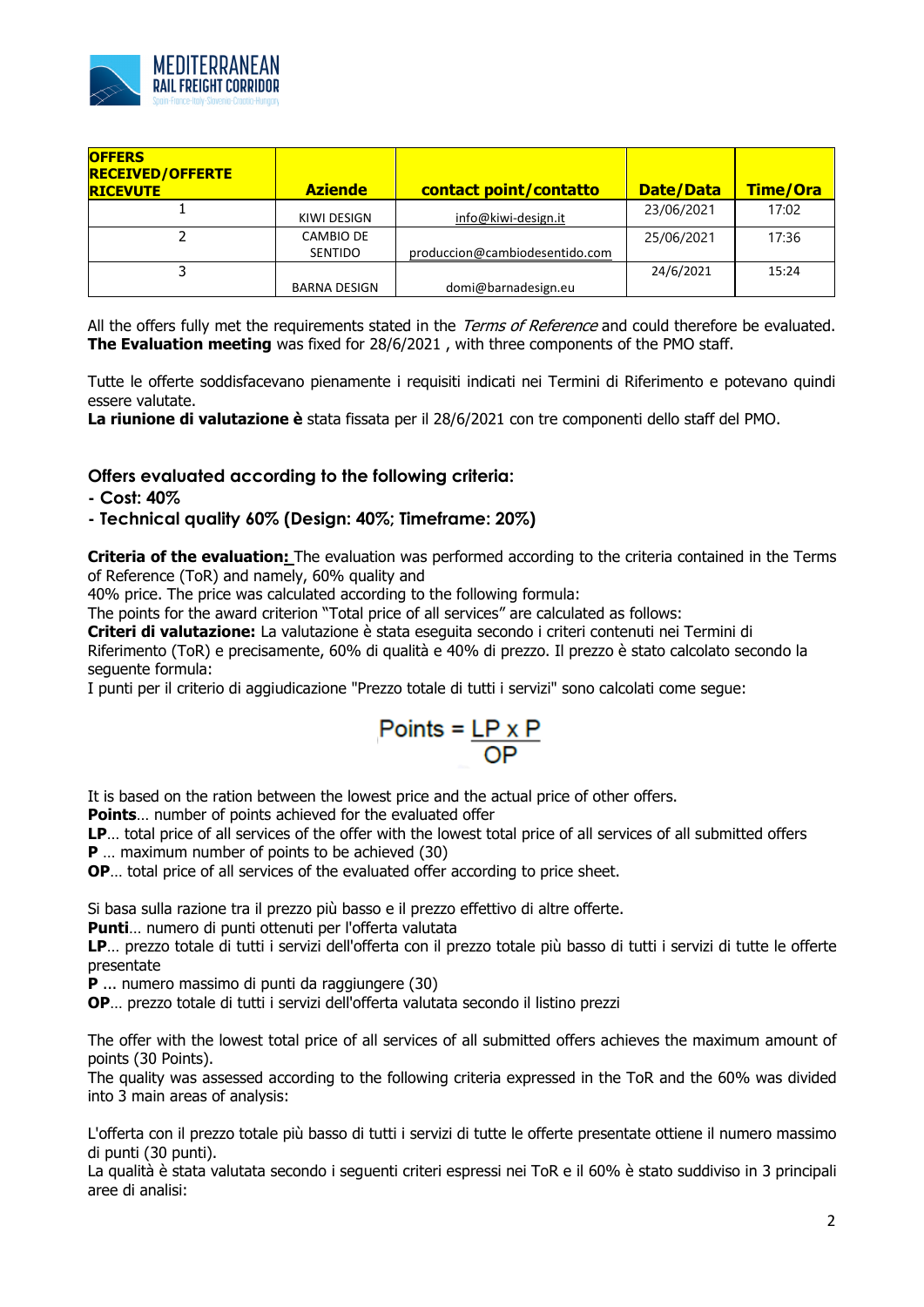| OFFERS RECEIVED/OFFERTE RICEVUTE | Aziende | contact point/contatto | Date/Data | Time/Ora |
|---|---|---|---|---|
| 1 | KIWI DESIGN | info@kiwi-design.it | 23/06/2021 | 17:02 |
| 2 | CAMBIO DE SENTIDO | produccion@cambiodesentido.com | 25/06/2021 | 17:36 |
| 3 | BARNA DESIGN | domi@barnadesign.eu | 24/6/2021 | 15:24 |

All the offers fully met the requirements stated in the *Terms of Reference* and could therefore be evaluated. **The Evaluation meeting** was fixed for 28/6/2021 , with three components of the PMO staff.

Tutte le offerte soddisfacevano pienamente i requisiti indicati nei Termini di Riferimento e potevano quindi essere valutate.
**La riunione di valutazione è** stata fissata per il 28/6/2021 con tre componenti dello staff del PMO.

### Offers evaluated according to the following criteria:

- **Cost: 40%**
- **Technical quality 60% (Design: 40%; Timeframe: 20%)**

**Criteria of the evaluation:** The evaluation was performed according to the criteria contained in the Terms of Reference (ToR) and namely, 60% quality and
40% price. The price was calculated according to the following formula:
The points for the award criterion "Total price of all services" are calculated as follows:
**Criteri di valutazione:** La valutazione è stata eseguita secondo i criteri contenuti nei Termini di Riferimento (ToR) e precisamente, 60% di qualità e 40% di prezzo. Il prezzo è stato calcolato secondo la seguente formula:
I punti per il criterio di aggiudicazione "Prezzo totale di tutti i servizi" sono calcolati come segue:

$$\text{Points} = \frac{LP \times P}{OP}$$

It is based on the ration between the lowest price and the actual price of other offers.
**Points**… number of points achieved for the evaluated offer
**LP**… total price of all services of the offer with the lowest total price of all services of all submitted offers
**P** … maximum number of points to be achieved (30)
**OP**… total price of all services of the evaluated offer according to price sheet.

Si basa sulla razione tra il prezzo più basso e il prezzo effettivo di altre offerte.
**Punti**… numero di punti ottenuti per l'offerta valutata
**LP**… prezzo totale di tutti i servizi dell'offerta con il prezzo totale più basso di tutti i servizi di tutte le offerte presentate
**P** ... numero massimo di punti da raggiungere (30)
**OP**… prezzo totale di tutti i servizi dell'offerta valutata secondo il listino prezzi

The offer with the lowest total price of all services of all submitted offers achieves the maximum amount of points (30 Points).
The quality was assessed according to the following criteria expressed in the ToR and the 60% was divided into 3 main areas of analysis:

L'offerta con il prezzo totale più basso di tutti i servizi di tutte le offerte presentate ottiene il numero massimo di punti (30 punti).
La qualità è stata valutata secondo i seguenti criteri espressi nei ToR e il 60% è stato suddiviso in 3 principali aree di analisi: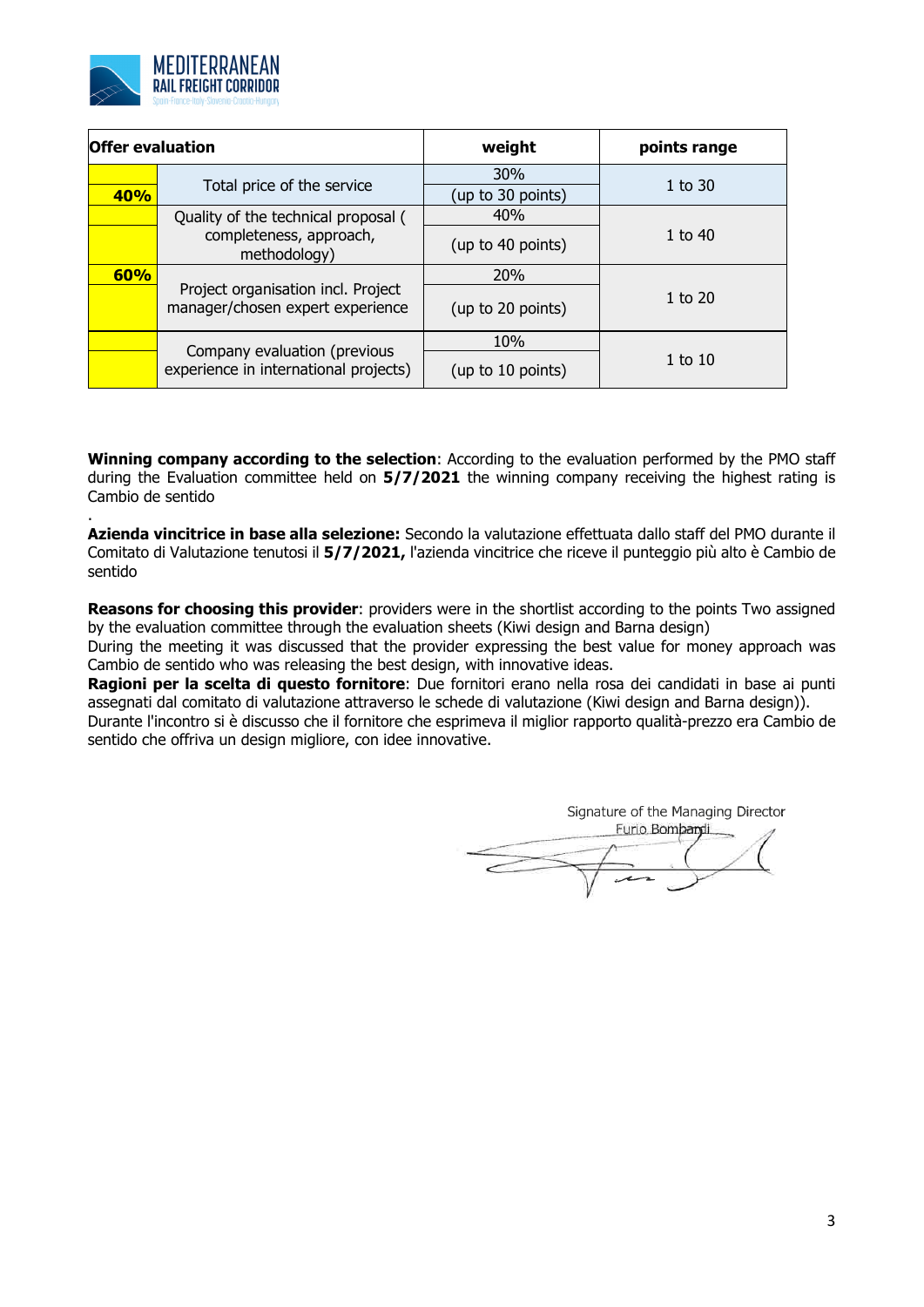| Offer evaluation | | weight | points range |
|---|---|---|---|
| 40% | Total price of the service | 30% (up to 30 points) | 1 to 30 |
| 60% | Quality of the technical proposal ( completeness, approach, methodology) | 40% (up to 40 points) | 1 to 40 |
| | Project organisation incl. Project manager/chosen expert experience | 20% (up to 20 points) | 1 to 20 |
| | Company evaluation (previous experience in international projects) | 10% (up to 10 points) | 1 to 10 |

**Winning company according to the selection**: According to the evaluation performed by the PMO staff during the Evaluation committee held on **5/7/2021** the winning company receiving the highest rating is Cambio de sentido

.

**Azienda vincitrice in base alla selezione:** Secondo la valutazione effettuata dallo staff del PMO durante il Comitato di Valutazione tenutosi il **5/7/2021,** l'azienda vincitrice che riceve il punteggio più alto è Cambio de sentido

**Reasons for choosing this provider**: providers were in the shortlist according to the points Two assigned by the evaluation committee through the evaluation sheets (Kiwi design and Barna design)

During the meeting it was discussed that the provider expressing the best value for money approach was Cambio de sentido who was releasing the best design, with innovative ideas.

**Ragioni per la scelta di questo fornitore**: Due fornitori erano nella rosa dei candidati in base ai punti assegnati dal comitato di valutazione attraverso le schede di valutazione (Kiwi design and Barna design)).

Durante l'incontro si è discusso che il fornitore che esprimeva il miglior rapporto qualità-prezzo era Cambio de sentido che offriva un design migliore, con idee innovative.

Signature of the Managing Director

Furio Bombardi